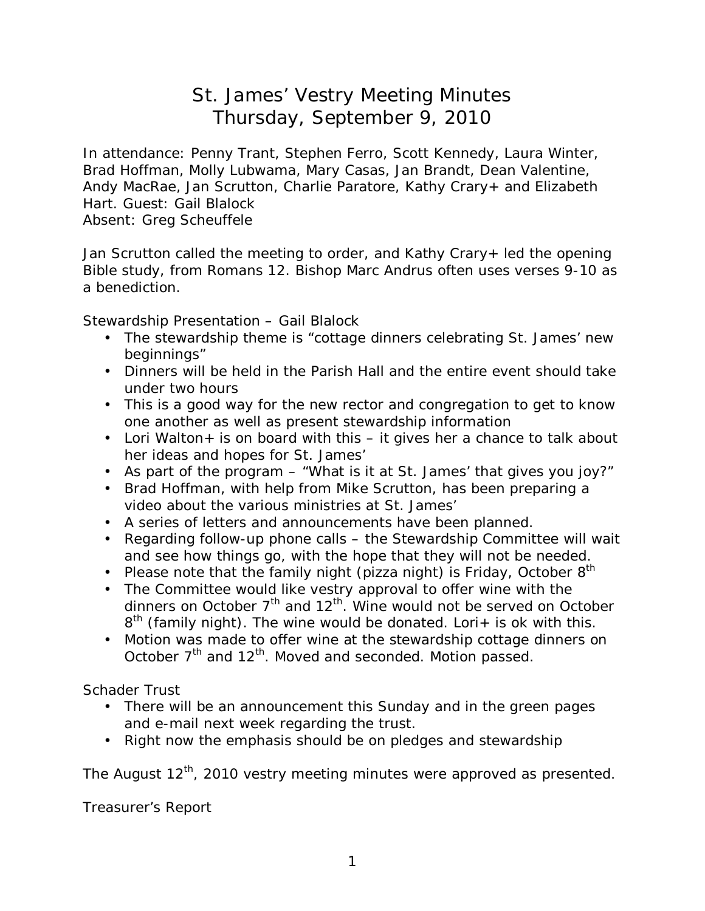# St. James' Vestry Meeting Minutes
## Thursday, September 9, 2010

In attendance: Penny Trant, Stephen Ferro, Scott Kennedy, Laura Winter, Brad Hoffman, Molly Lubwama, Mary Casas, Jan Brandt, Dean Valentine, Andy MacRae, Jan Scrutton, Charlie Paratore, Kathy Crary+ and Elizabeth Hart. Guest: Gail Blalock
Absent: Greg Scheuffele

Jan Scrutton called the meeting to order, and Kathy Crary+ led the opening Bible study, from Romans 12. Bishop Marc Andrus often uses verses 9-10 as a benediction.

Stewardship Presentation – Gail Blalock

- The stewardship theme is "cottage dinners celebrating St. James' new beginnings"
- Dinners will be held in the Parish Hall and the entire event should take under two hours
- This is a good way for the new rector and congregation to get to know one another as well as present stewardship information
- Lori Walton+ is on board with this – it gives her a chance to talk about her ideas and hopes for St. James'
- As part of the program – "What is it at St. James' that gives you joy?"
- Brad Hoffman, with help from Mike Scrutton, has been preparing a video about the various ministries at St. James'
- A series of letters and announcements have been planned.
- Regarding follow-up phone calls – the Stewardship Committee will wait and see how things go, with the hope that they will not be needed.
- Please note that the family night (pizza night) is Friday, October 8th
- The Committee would like vestry approval to offer wine with the dinners on October 7th and 12th. Wine would not be served on October 8th (family night). The wine would be donated. Lori+ is ok with this.
- Motion was made to offer wine at the stewardship cottage dinners on October 7th and 12th. Moved and seconded. Motion passed.

Schader Trust

- There will be an announcement this Sunday and in the green pages and e-mail next week regarding the trust.
- Right now the emphasis should be on pledges and stewardship

The August 12th, 2010 vestry meeting minutes were approved as presented.

Treasurer's Report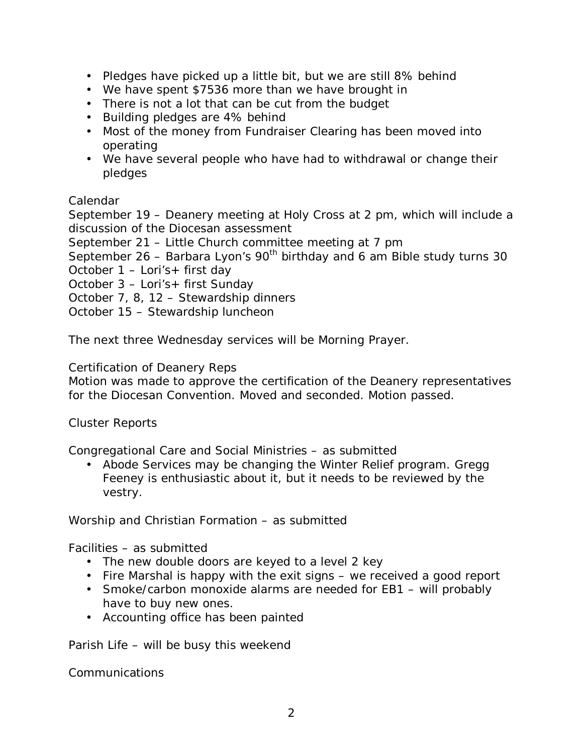- Pledges have picked up a little bit, but we are still 8% behind
- We have spent $7536 more than we have brought in
- There is not a lot that can be cut from the budget
- Building pledges are 4% behind
- Most of the money from Fundraiser Clearing has been moved into operating
- We have several people who have had to withdrawal or change their pledges

Calendar

September 19 – Deanery meeting at Holy Cross at 2 pm, which will include a discussion of the Diocesan assessment
September 21 – Little Church committee meeting at 7 pm
September 26 – Barbara Lyon's 90th birthday and 6 am Bible study turns 30
October 1 – Lori's+ first day
October 3 – Lori's+ first Sunday
October 7, 8, 12 – Stewardship dinners
October 15 – Stewardship luncheon

The next three Wednesday services will be Morning Prayer.

Certification of Deanery Reps

Motion was made to approve the certification of the Deanery representatives for the Diocesan Convention. Moved and seconded. Motion passed.

Cluster Reports

Congregational Care and Social Ministries – as submitted

- Abode Services may be changing the Winter Relief program. Gregg Feeney is enthusiastic about it, but it needs to be reviewed by the vestry.

Worship and Christian Formation – as submitted

Facilities – as submitted

- The new double doors are keyed to a level 2 key
- Fire Marshal is happy with the exit signs – we received a good report
- Smoke/carbon monoxide alarms are needed for EB1 – will probably have to buy new ones.
- Accounting office has been painted

Parish Life – will be busy this weekend

Communications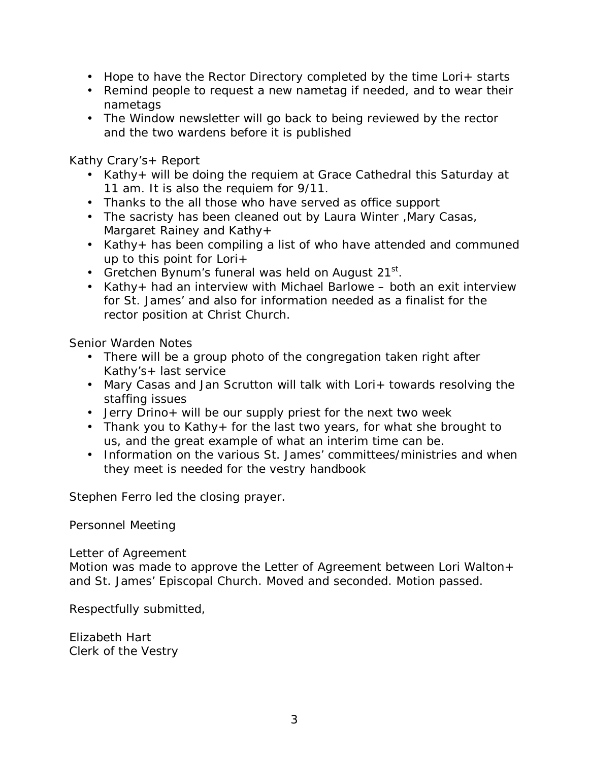- Hope to have the Rector Directory completed by the time Lori+ starts
- Remind people to request a new nametag if needed, and to wear their nametags
- The Window newsletter will go back to being reviewed by the rector and the two wardens before it is published

Kathy Crary's+ Report

- Kathy+ will be doing the requiem at Grace Cathedral this Saturday at 11 am. It is also the requiem for 9/11.
- Thanks to the all those who have served as office support
- The sacristy has been cleaned out by Laura Winter ,Mary Casas, Margaret Rainey and Kathy+
- Kathy+ has been compiling a list of who have attended and communed up to this point for Lori+
- Gretchen Bynum's funeral was held on August 21st.
- Kathy+ had an interview with Michael Barlowe – both an exit interview for St. James' and also for information needed as a finalist for the rector position at Christ Church.

Senior Warden Notes

- There will be a group photo of the congregation taken right after Kathy's+ last service
- Mary Casas and Jan Scrutton will talk with Lori+ towards resolving the staffing issues
- Jerry Drino+ will be our supply priest for the next two week
- Thank you to Kathy+ for the last two years, for what she brought to us, and the great example of what an interim time can be.
- Information on the various St. James' committees/ministries and when they meet is needed for the vestry handbook

Stephen Ferro led the closing prayer.

Personnel Meeting

Letter of Agreement
Motion was made to approve the Letter of Agreement between Lori Walton+ and St. James' Episcopal Church. Moved and seconded. Motion passed.

Respectfully submitted,

Elizabeth Hart
Clerk of the Vestry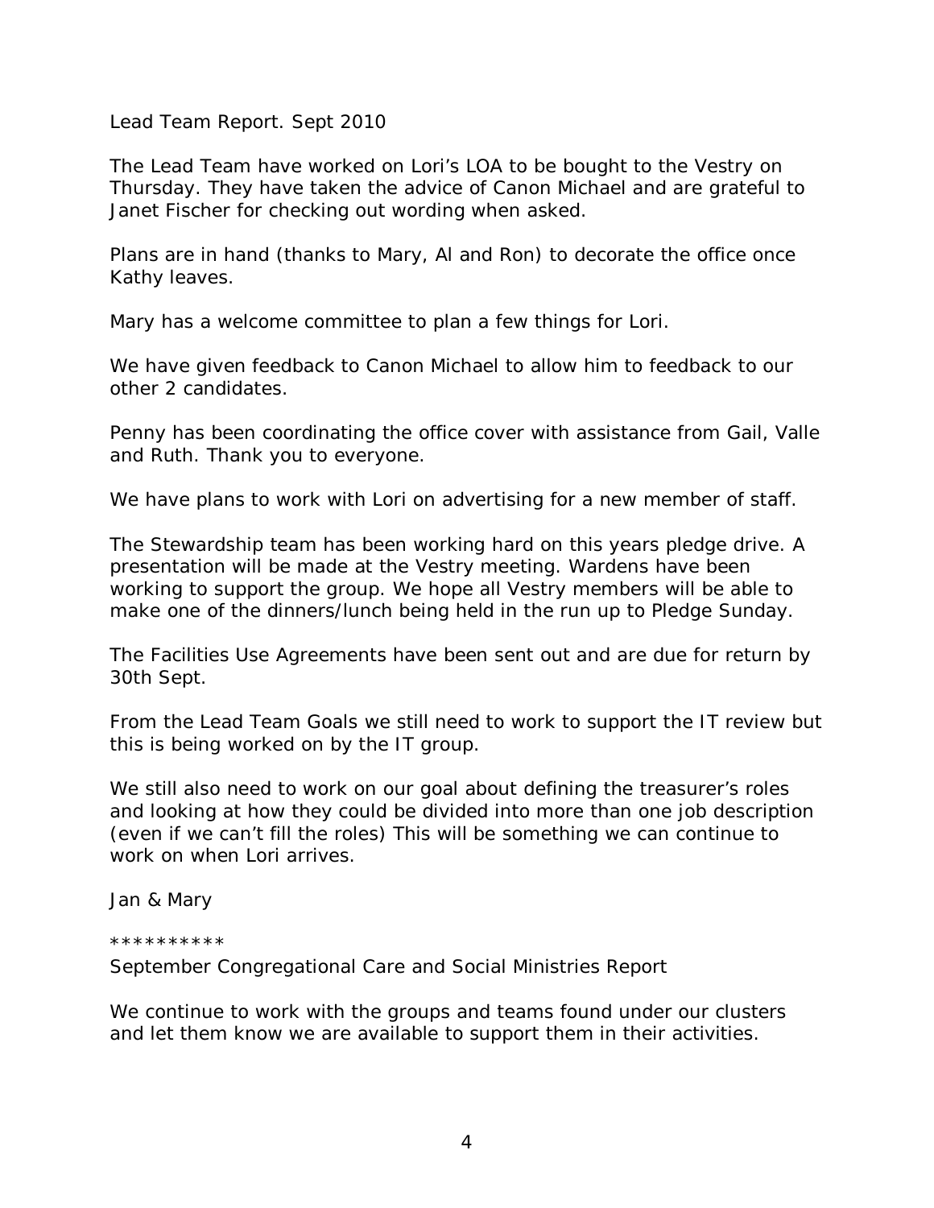Lead Team Report. Sept 2010

The Lead Team have worked on Lori's LOA to be bought to the Vestry on Thursday. They have taken the advice of Canon Michael and are grateful to Janet Fischer for checking out wording when asked.

Plans are in hand (thanks to Mary, Al and Ron) to decorate the office once Kathy leaves.

Mary has a welcome committee to plan a few things for Lori.

We have given feedback to Canon Michael to allow him to feedback to our other 2 candidates.

Penny has been coordinating the office cover with assistance from Gail, Valle and Ruth. Thank you to everyone.

We have plans to work with Lori on advertising for a new member of staff.

The Stewardship team has been working hard on this years pledge drive. A presentation will be made at the Vestry meeting. Wardens have been working to support the group. We hope all Vestry members will be able to make one of the dinners/lunch being held in the run up to Pledge Sunday.

The Facilities Use Agreements have been sent out and are due for return by 30th Sept.

From the Lead Team Goals we still need to work to support the IT review but this is being worked on by the IT group.

We still also need to work on our goal about defining the treasurer's roles and looking at how they could be divided into more than one job description (even if we can't fill the roles) This will be something we can continue to work on when Lori arrives.

Jan & Mary

**********

September Congregational Care and Social Ministries Report

We continue to work with the groups and teams found under our clusters and let them know we are available to support them in their activities.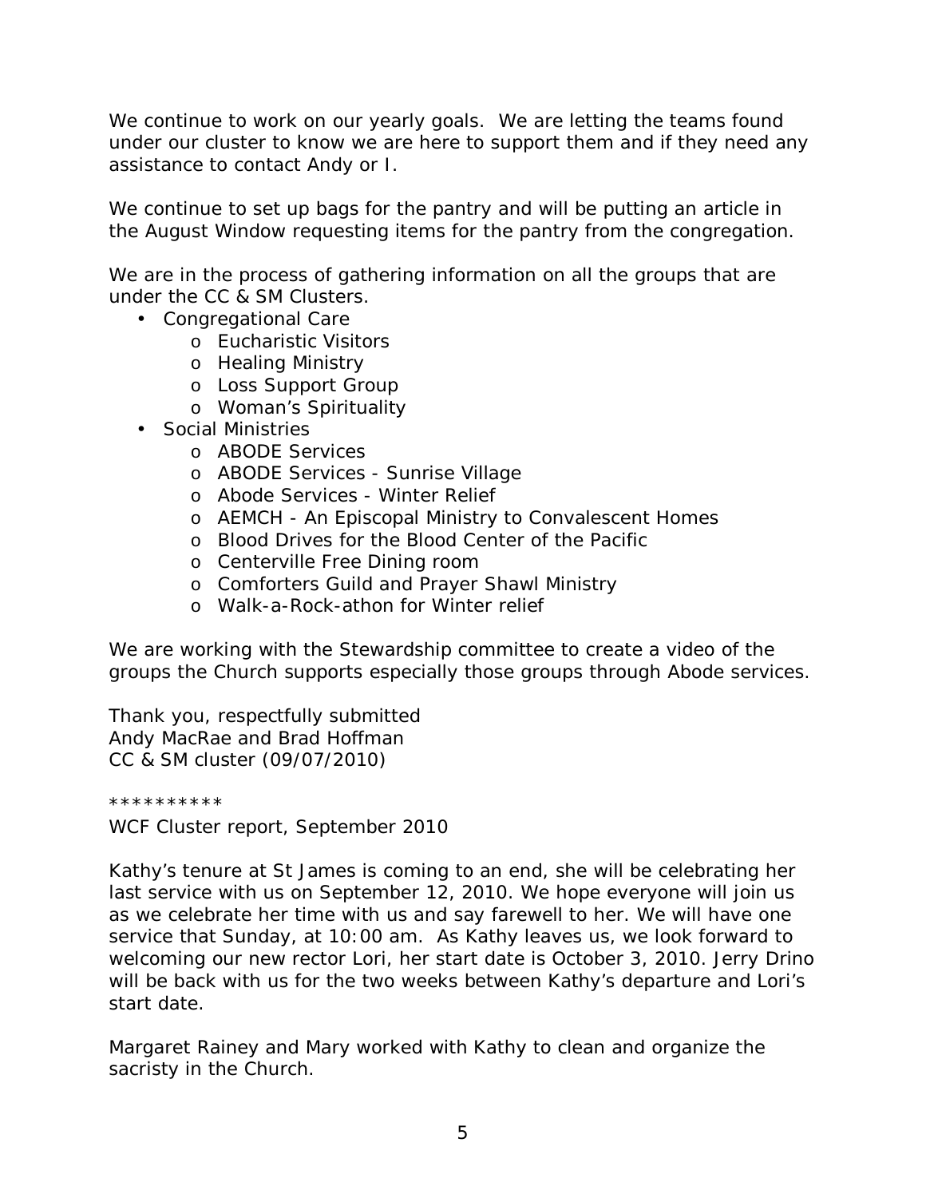We continue to work on our yearly goals. We are letting the teams found under our cluster to know we are here to support them and if they need any assistance to contact Andy or I.

We continue to set up bags for the pantry and will be putting an article in the August Window requesting items for the pantry from the congregation.

We are in the process of gathering information on all the groups that are under the CC & SM Clusters.

- Congregational Care
  - Eucharistic Visitors
  - Healing Ministry
  - Loss Support Group
  - Woman's Spirituality
- Social Ministries
  - ABODE Services
  - ABODE Services - Sunrise Village
  - Abode Services - Winter Relief
  - AEMCH - An Episcopal Ministry to Convalescent Homes
  - Blood Drives for the Blood Center of the Pacific
  - Centerville Free Dining room
  - Comforters Guild and Prayer Shawl Ministry
  - Walk-a-Rock-athon for Winter relief

We are working with the Stewardship committee to create a video of the groups the Church supports especially those groups through Abode services.

Thank you, respectfully submitted
Andy MacRae and Brad Hoffman
CC & SM cluster (09/07/2010)

**********

WCF Cluster report, September 2010

Kathy's tenure at St James is coming to an end, she will be celebrating her last service with us on September 12, 2010. We hope everyone will join us as we celebrate her time with us and say farewell to her. We will have one service that Sunday, at 10:00 am. As Kathy leaves us, we look forward to welcoming our new rector Lori, her start date is October 3, 2010. Jerry Drino will be back with us for the two weeks between Kathy's departure and Lori's start date.

Margaret Rainey and Mary worked with Kathy to clean and organize the sacristy in the Church.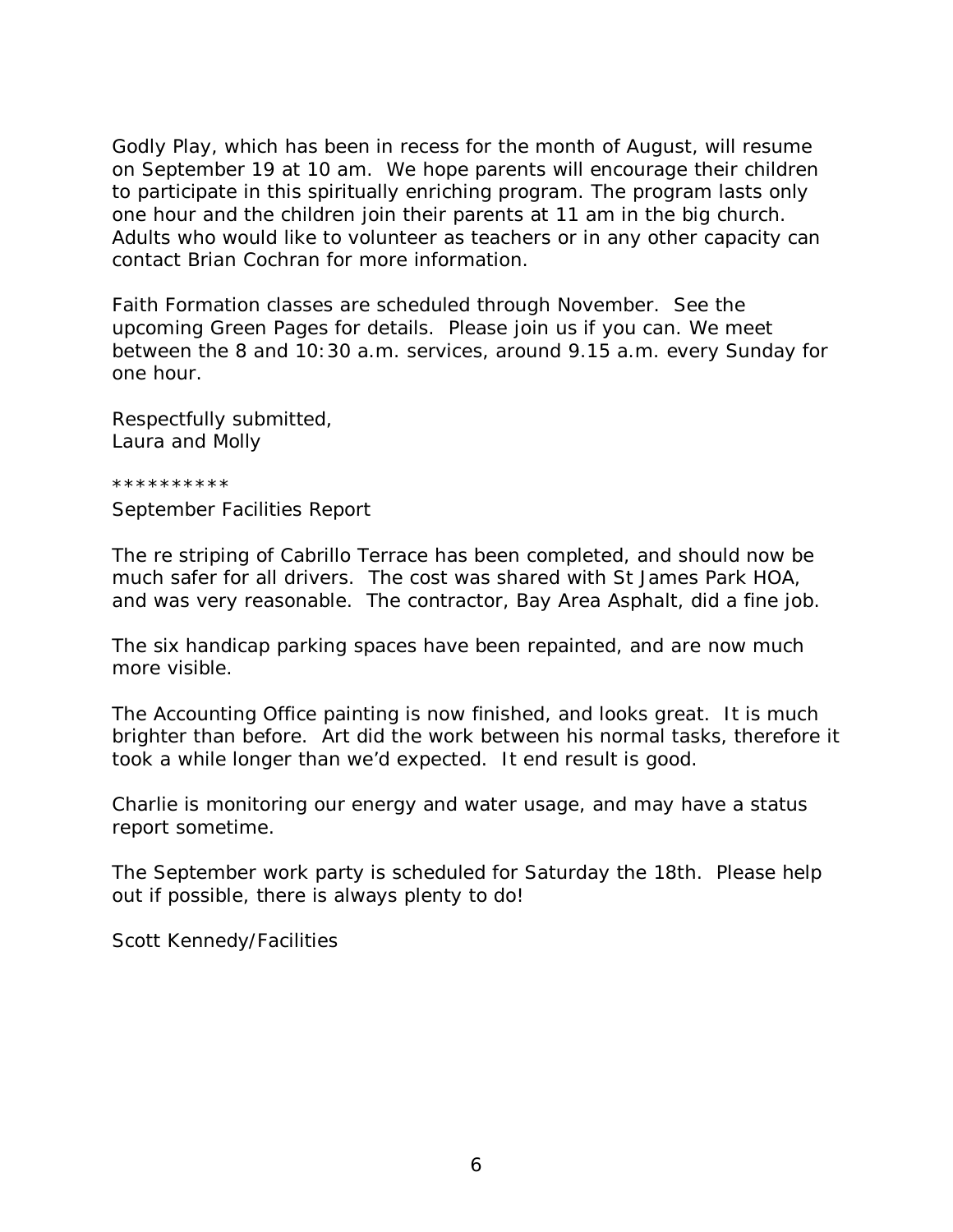Godly Play, which has been in recess for the month of August, will resume on September 19 at 10 am. We hope parents will encourage their children to participate in this spiritually enriching program. The program lasts only one hour and the children join their parents at 11 am in the big church. Adults who would like to volunteer as teachers or in any other capacity can contact Brian Cochran for more information.

Faith Formation classes are scheduled through November. See the upcoming Green Pages for details. Please join us if you can. We meet between the 8 and 10:30 a.m. services, around 9.15 a.m. every Sunday for one hour.

Respectfully submitted,
Laura and Molly

**********

September Facilities Report

The re striping of Cabrillo Terrace has been completed, and should now be much safer for all drivers. The cost was shared with St James Park HOA, and was very reasonable. The contractor, Bay Area Asphalt, did a fine job.

The six handicap parking spaces have been repainted, and are now much more visible.

The Accounting Office painting is now finished, and looks great. It is much brighter than before. Art did the work between his normal tasks, therefore it took a while longer than we'd expected. It end result is good.

Charlie is monitoring our energy and water usage, and may have a status report sometime.

The September work party is scheduled for Saturday the 18th. Please help out if possible, there is always plenty to do!

Scott Kennedy/Facilities